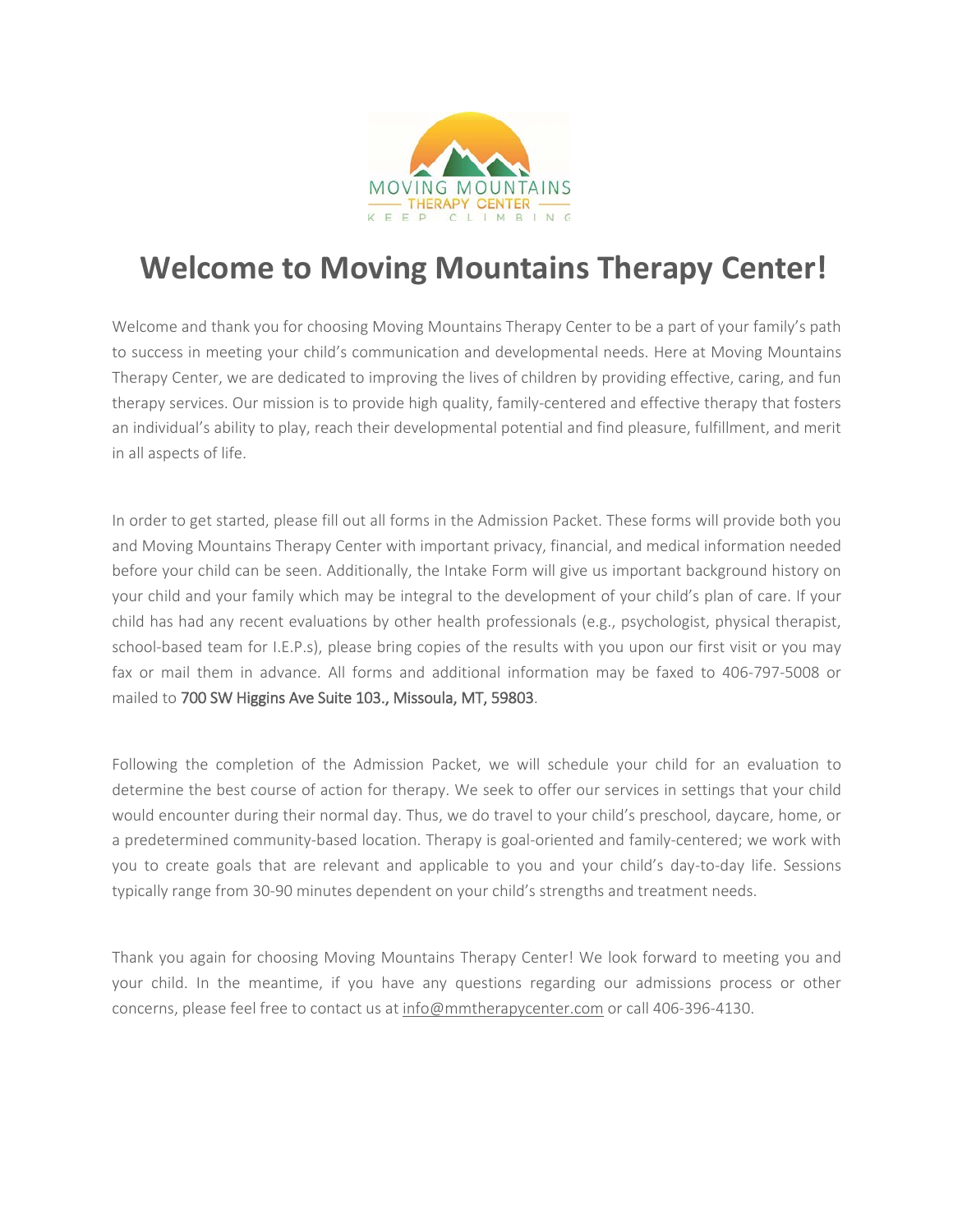# Welcome to Moving Mountains Therapy Center!

Welcome and thank you for choosing Moving Mountains Therapy Center to be a part of your family's path to success in meeting your child's communication and developmental needs. Here at Moving Mountains Therapy Center, we are dedicated to improving the lives of children by providing effective, caring, and fun therapy services. Our mission is to provide high quality, family-centered and effective therapy that fosters an individual's ability to play, reach their developmental potential and find pleasure, fulfillment, and merit in all aspects of life.

In order to get started, please fill out all forms in the Admission Packet. These forms will provide both you and Moving Mountains Therapy Center with important privacy, financial, and medical information needed before your child can be seen. Additionally, the Intake Form will give us important background history on your child and your family which may be integral to the development of your child's plan of care. If your child has had any recent evaluations by other health professionals (e.g., psychologist, physical therapist, school-based team for I.E.P.s), please bring copies of the results with you upon our first visit or you may fax or mail them in advance. All forms and additional information may be faxed to 406-797-5008 or mailed to 700 SW Higgins Ave Suite 103., Missoula, MT, 59803.

Following the completion of the Admission Packet, we will schedule your child for an evaluation to determine the best course of action for therapy. We seek to offer our services in settings that your child would encounter during their normal day. Thus, we do travel to your child's preschool, daycare, home, or a predetermined community-based location. Therapy is goal-oriented and family-centered; we work with you to create goals that are relevant and applicable to you and your child's day-to-day life. Sessions typically range from 30-90 minutes dependent on your child's strengths and treatment needs.

Thank you again for choosing Moving Mountains Therapy Center! We look forward to meeting you and your child. In the meantime, if you have any questions regarding our admissions process or other concerns, please feel free to contact us at info@mmtherapycenter.com or call 406-396-4130.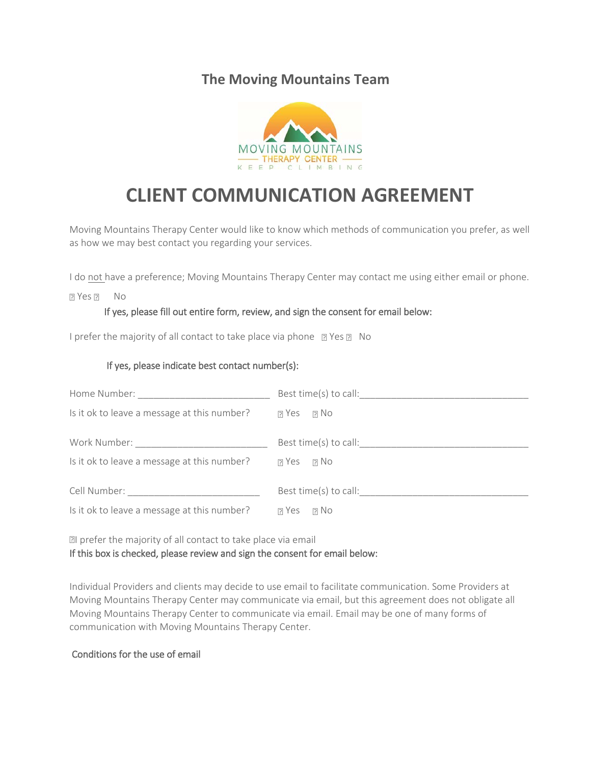## The Moving Mountains Team

# CLIENT COMMUNICATION AGREEMENT

Moving Mountains Therapy Center would like to know which methods of communication you prefer, as well as how we may best contact you regarding your services.

I do not have a preference; Moving Mountains Therapy Center may contact me using either email or phone.

☐ Yes ☐ No

**If yes, please fill out entire form, review, and sign the consent for email below:**

I prefer the majority of all contact to take place via phone ☐ Yes ☐ No

**If yes, please indicate best contact number(s):**

Home Number: _________________________ Best time(s) to call: _________________________________

Is it ok to leave a message at this number? ☐ Yes ☐ No

Work Number: _________________________ Best time(s) to call: _________________________________

Is it ok to leave a message at this number? ☐ Yes ☐ No

Cell Number: _________________________ Best time(s) to call: _________________________________

Is it ok to leave a message at this number? ☐ Yes ☐ No

☐I prefer the majority of all contact to take place via email

**If this box is checked, please review and sign the consent for email below:**

Individual Providers and clients may decide to use email to facilitate communication. Some Providers at Moving Mountains Therapy Center may communicate via email, but this agreement does not obligate all Moving Mountains Therapy Center to communicate via email. Email may be one of many forms of communication with Moving Mountains Therapy Center.

### Conditions for the use of email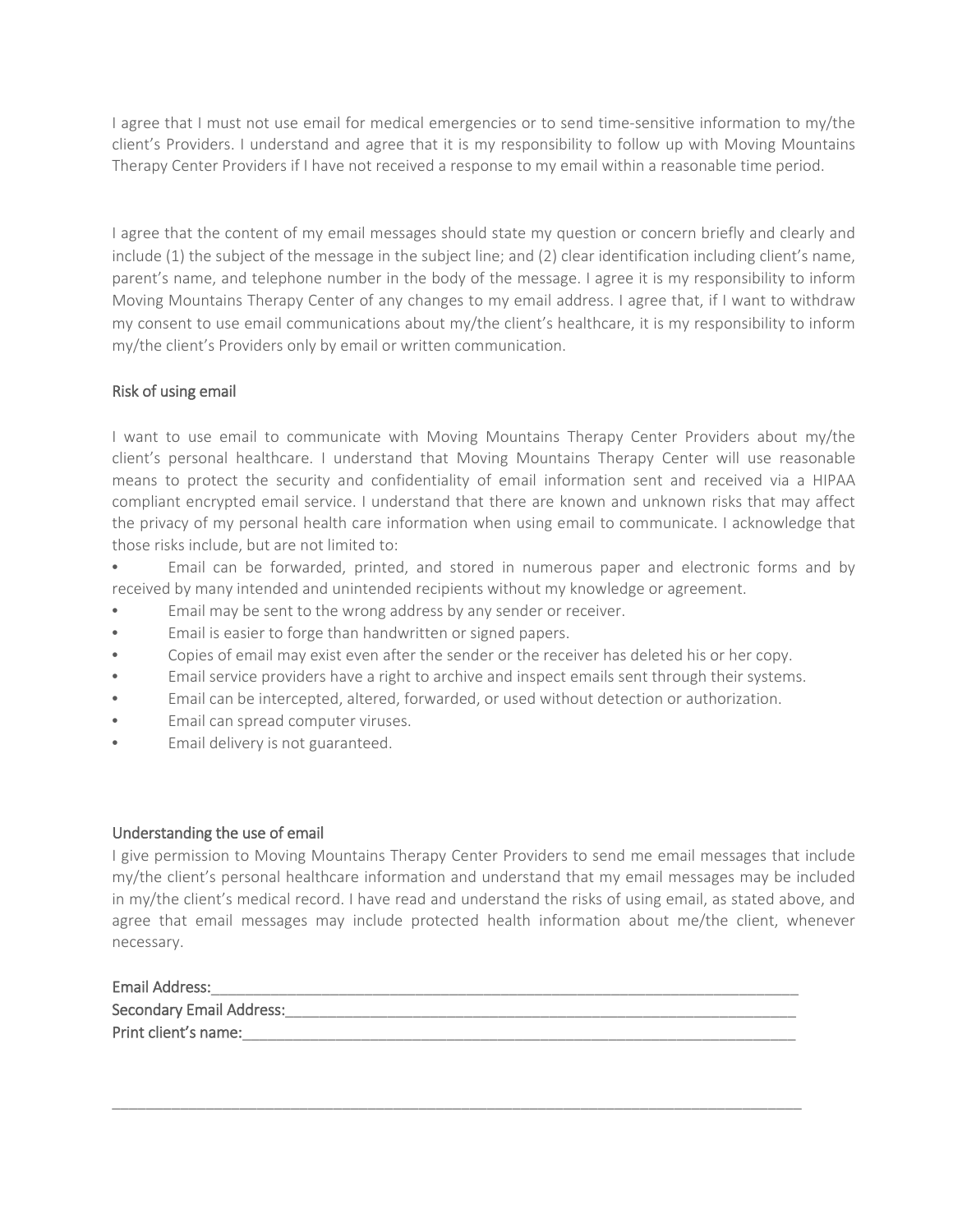I agree that I must not use email for medical emergencies or to send time-sensitive information to my/the client's Providers. I understand and agree that it is my responsibility to follow up with Moving Mountains Therapy Center Providers if I have not received a response to my email within a reasonable time period.

I agree that the content of my email messages should state my question or concern briefly and clearly and include (1) the subject of the message in the subject line; and (2) clear identification including client's name, parent's name, and telephone number in the body of the message. I agree it is my responsibility to inform Moving Mountains Therapy Center of any changes to my email address. I agree that, if I want to withdraw my consent to use email communications about my/the client's healthcare, it is my responsibility to inform my/the client's Providers only by email or written communication.

## Risk of using email

I want to use email to communicate with Moving Mountains Therapy Center Providers about my/the client's personal healthcare. I understand that Moving Mountains Therapy Center will use reasonable means to protect the security and confidentiality of email information sent and received via a HIPAA compliant encrypted email service. I understand that there are known and unknown risks that may affect the privacy of my personal health care information when using email to communicate. I acknowledge that those risks include, but are not limited to:

- Email can be forwarded, printed, and stored in numerous paper and electronic forms and by received by many intended and unintended recipients without my knowledge or agreement.
- Email may be sent to the wrong address by any sender or receiver.
- Email is easier to forge than handwritten or signed papers.
- Copies of email may exist even after the sender or the receiver has deleted his or her copy.
- Email service providers have a right to archive and inspect emails sent through their systems.
- Email can be intercepted, altered, forwarded, or used without detection or authorization.
- Email can spread computer viruses.
- Email delivery is not guaranteed.

## Understanding the use of email

I give permission to Moving Mountains Therapy Center Providers to send me email messages that include my/the client's personal healthcare information and understand that my email messages may be included in my/the client's medical record. I have read and understand the risks of using email, as stated above, and agree that email messages may include protected health information about me/the client, whenever necessary.

Email Address:___________________________________________________________________

Secondary Email Address:__________________________________________________________

Print client's name:_______________________________________________________________

___________________________________________________________________________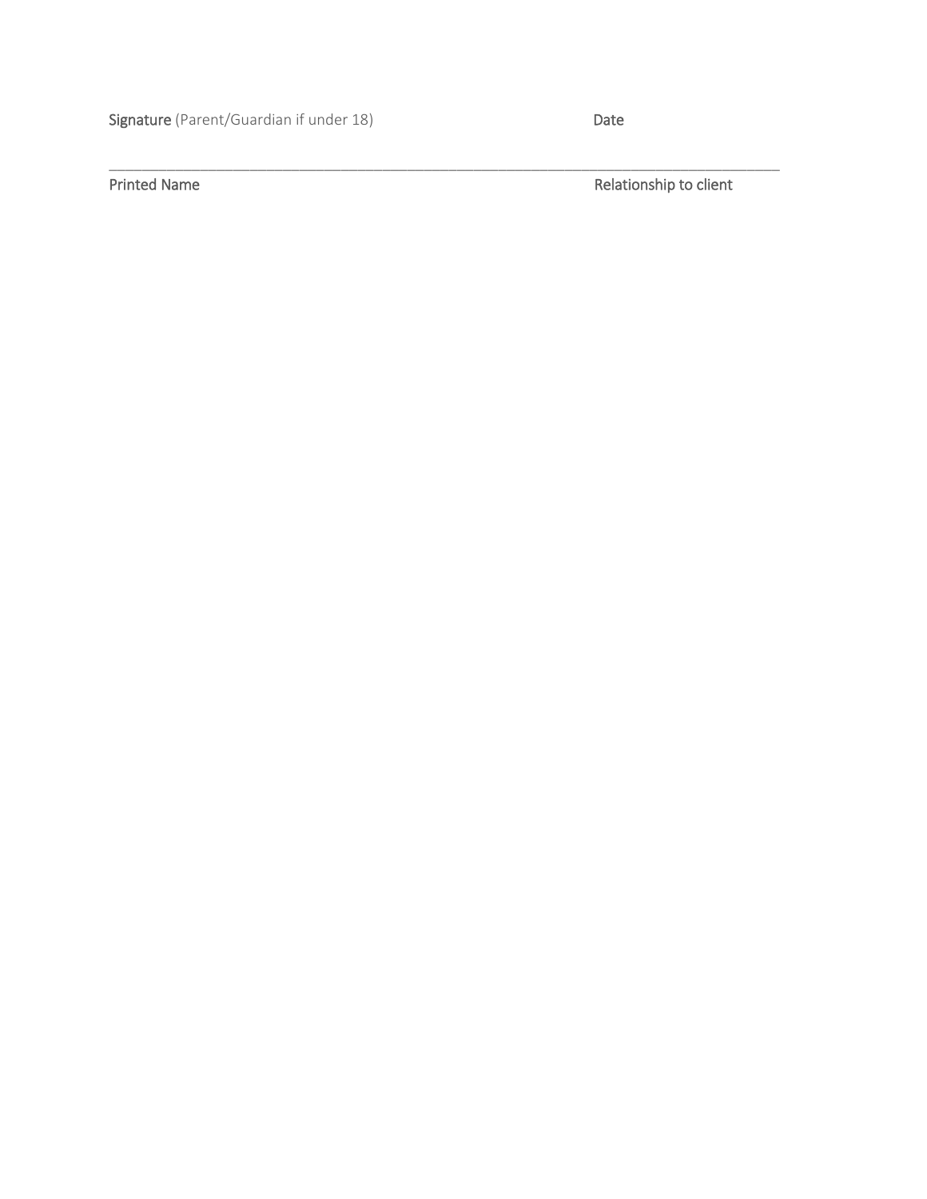**Signature** (Parent/Guardian if under 18) **Date**

\_\_\_\_\_\_\_\_\_\_\_\_\_\_\_\_\_\_\_\_\_\_\_\_\_\_\_\_\_\_\_\_\_\_\_\_\_\_\_\_\_\_\_\_\_\_\_\_\_\_\_\_\_\_\_\_\_\_\_\_\_\_\_\_\_\_\_\_\_\_\_\_\_\_\_\_\_\_\_\_

Printed Name Relationship to client